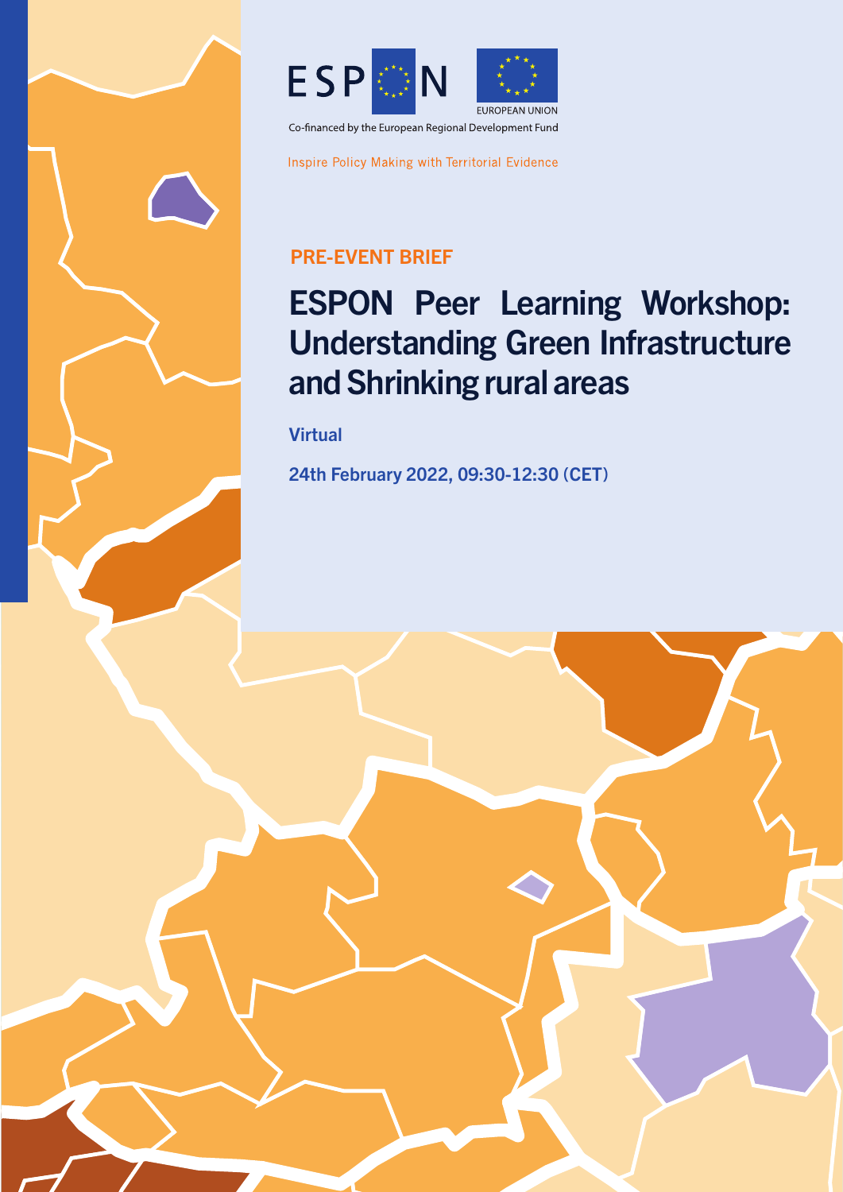ESPON

EUROPEAN UNION

Co-financed by the European Regional Development Fund

Inspire Policy Making with Territorial Evidence

PRE-EVENT BRIEF

# ESPON Peer Learning Workshop: Understanding Green Infrastructure and Shrinking rural areas

**Virtual**

**24th February 2022, 09:30-12:30 (CET)**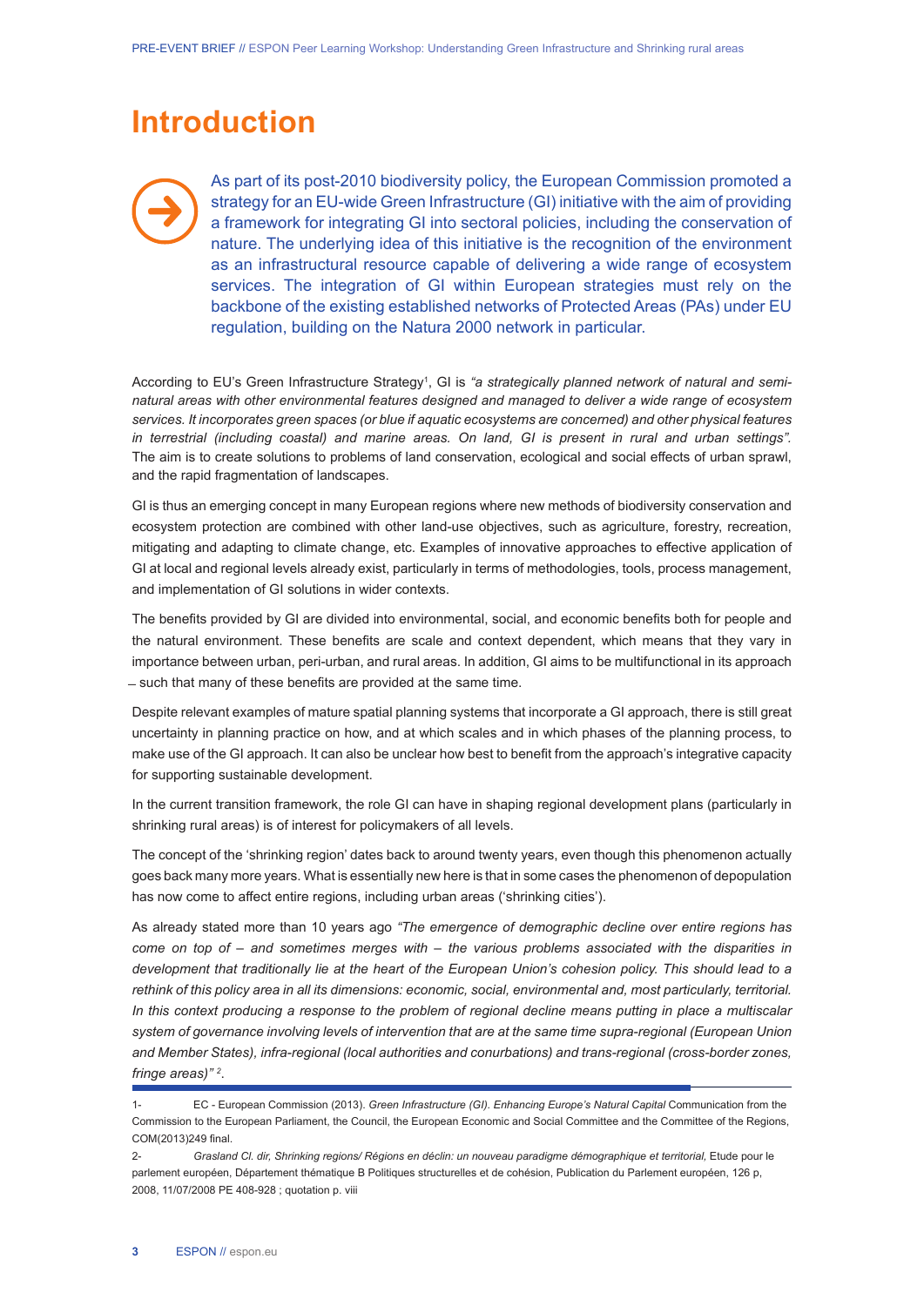# Introduction

As part of its post-2010 biodiversity policy, the European Commission promoted a strategy for an EU-wide Green Infrastructure (GI) initiative with the aim of providing a framework for integrating GI into sectoral policies, including the conservation of nature. The underlying idea of this initiative is the recognition of the environment as an infrastructural resource capable of delivering a wide range of ecosystem services. The integration of GI within European strategies must rely on the backbone of the existing established networks of Protected Areas (PAs) under EU regulation, building on the Natura 2000 network in particular.

According to EU's Green Infrastructure Strategy[1], GI is *"a strategically planned network of natural and semi-natural areas with other environmental features designed and managed to deliver a wide range of ecosystem services. It incorporates green spaces (or blue if aquatic ecosystems are concerned) and other physical features in terrestrial (including coastal) and marine areas. On land, GI is present in rural and urban settings".* The aim is to create solutions to problems of land conservation, ecological and social effects of urban sprawl, and the rapid fragmentation of landscapes.

GI is thus an emerging concept in many European regions where new methods of biodiversity conservation and ecosystem protection are combined with other land-use objectives, such as agriculture, forestry, recreation, mitigating and adapting to climate change, etc. Examples of innovative approaches to effective application of GI at local and regional levels already exist, particularly in terms of methodologies, tools, process management, and implementation of GI solutions in wider contexts.

The benefits provided by GI are divided into environmental, social, and economic benefits both for people and the natural environment. These benefits are scale and context dependent, which means that they vary in importance between urban, peri-urban, and rural areas. In addition, GI aims to be multifunctional in its approach – such that many of these benefits are provided at the same time.

Despite relevant examples of mature spatial planning systems that incorporate a GI approach, there is still great uncertainty in planning practice on how, and at which scales and in which phases of the planning process, to make use of the GI approach. It can also be unclear how best to benefit from the approach's integrative capacity for supporting sustainable development.

In the current transition framework, the role GI can have in shaping regional development plans (particularly in shrinking rural areas) is of interest for policymakers of all levels.

The concept of the 'shrinking region' dates back to around twenty years, even though this phenomenon actually goes back many more years. What is essentially new here is that in some cases the phenomenon of depopulation has now come to affect entire regions, including urban areas ('shrinking cities').

As already stated more than 10 years ago *"The emergence of demographic decline over entire regions has come on top of – and sometimes merges with – the various problems associated with the disparities in development that traditionally lie at the heart of the European Union's cohesion policy. This should lead to a rethink of this policy area in all its dimensions: economic, social, environmental and, most particularly, territorial. In this context producing a response to the problem of regional decline means putting in place a multiscalar system of governance involving levels of intervention that are at the same time supra-regional (European Union and Member States), infra-regional (local authorities and conurbations) and trans-regional (cross-border zones, fringe areas)"* [2].

---

1- EC - European Commission (2013). *Green Infrastructure (GI). Enhancing Europe's Natural Capital* Communication from the Commission to the European Parliament, the Council, the European Economic and Social Committee and the Committee of the Regions, COM(2013)249 final.

2- *Grasland Cl. dir, Shrinking regions/ Régions en déclin: un nouveau paradigme démographique et territorial,* Etude pour le parlement européen, Département thématique B Politiques structurelles et de cohésion, Publication du Parlement européen, 126 p, 2008, 11/07/2008 PE 408-928 ; quotation p. viii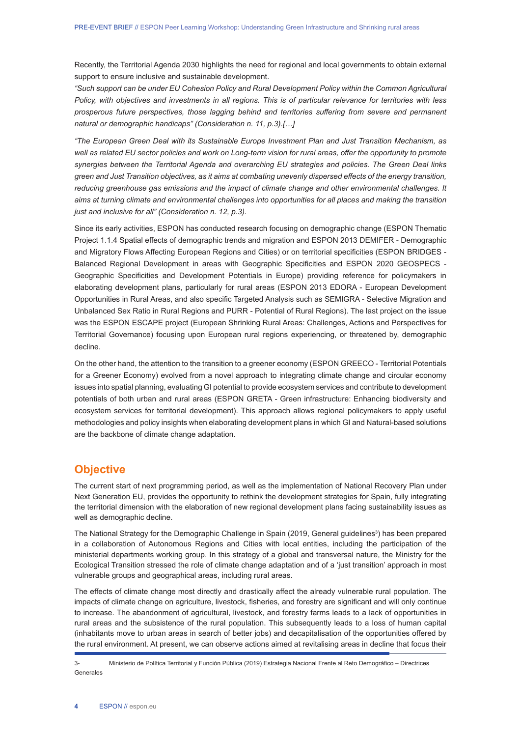Recently, the Territorial Agenda 2030 highlights the need for regional and local governments to obtain external support to ensure inclusive and sustainable development.

*"Such support can be under EU Cohesion Policy and Rural Development Policy within the Common Agricultural Policy, with objectives and investments in all regions. This is of particular relevance for territories with less prosperous future perspectives, those lagging behind and territories suffering from severe and permanent natural or demographic handicaps" (Consideration n. 11, p.3).[…]*

*"The European Green Deal with its Sustainable Europe Investment Plan and Just Transition Mechanism, as well as related EU sector policies and work on Long-term vision for rural areas, offer the opportunity to promote synergies between the Territorial Agenda and overarching EU strategies and policies. The Green Deal links green and Just Transition objectives, as it aims at combating unevenly dispersed effects of the energy transition, reducing greenhouse gas emissions and the impact of climate change and other environmental challenges. It aims at turning climate and environmental challenges into opportunities for all places and making the transition just and inclusive for all" (Consideration n. 12, p.3).*

Since its early activities, ESPON has conducted research focusing on demographic change (ESPON Thematic Project 1.1.4 Spatial effects of demographic trends and migration and ESPON 2013 DEMIFER - Demographic and Migratory Flows Affecting European Regions and Cities) or on territorial specificities (ESPON BRIDGES - Balanced Regional Development in areas with Geographic Specificities and ESPON 2020 GEOSPECS - Geographic Specificities and Development Potentials in Europe) providing reference for policymakers in elaborating development plans, particularly for rural areas (ESPON 2013 EDORA - European Development Opportunities in Rural Areas, and also specific Targeted Analysis such as SEMIGRA - Selective Migration and Unbalanced Sex Ratio in Rural Regions and PURR - Potential of Rural Regions). The last project on the issue was the ESPON ESCAPE project (European Shrinking Rural Areas: Challenges, Actions and Perspectives for Territorial Governance) focusing upon European rural regions experiencing, or threatened by, demographic decline.

On the other hand, the attention to the transition to a greener economy (ESPON GREECO - Territorial Potentials for a Greener Economy) evolved from a novel approach to integrating climate change and circular economy issues into spatial planning, evaluating GI potential to provide ecosystem services and contribute to development potentials of both urban and rural areas (ESPON GRETA - Green infrastructure: Enhancing biodiversity and ecosystem services for territorial development). This approach allows regional policymakers to apply useful methodologies and policy insights when elaborating development plans in which GI and Natural-based solutions are the backbone of climate change adaptation.

## Objective

The current start of next programming period, as well as the implementation of National Recovery Plan under Next Generation EU, provides the opportunity to rethink the development strategies for Spain, fully integrating the territorial dimension with the elaboration of new regional development plans facing sustainability issues as well as demographic decline.

The National Strategy for the Demographic Challenge in Spain (2019, General guidelines[3]) has been prepared in a collaboration of Autonomous Regions and Cities with local entities, including the participation of the ministerial departments working group. In this strategy of a global and transversal nature, the Ministry for the Ecological Transition stressed the role of climate change adaptation and of a 'just transition' approach in most vulnerable groups and geographical areas, including rural areas.

The effects of climate change most directly and drastically affect the already vulnerable rural population. The impacts of climate change on agriculture, livestock, fisheries, and forestry are significant and will only continue to increase. The abandonment of agricultural, livestock, and forestry farms leads to a lack of opportunities in rural areas and the subsistence of the rural population. This subsequently leads to a loss of human capital (inhabitants move to urban areas in search of better jobs) and decapitalisation of the opportunities offered by the rural environment. At present, we can observe actions aimed at revitalising areas in decline that focus their

3- Ministerio de Política Territorial y Función Pública (2019) Estrategia Nacional Frente al Reto Demográfico – Directrices Generales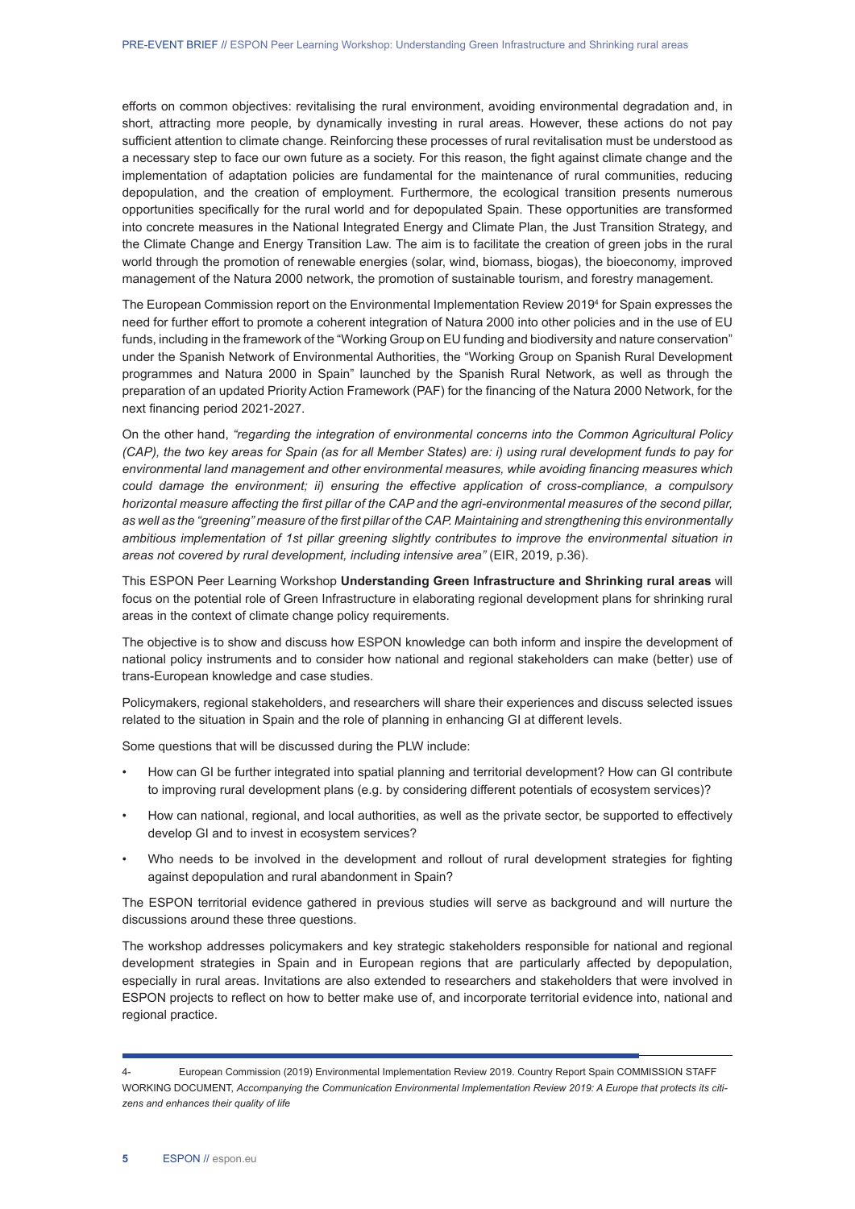efforts on common objectives: revitalising the rural environment, avoiding environmental degradation and, in short, attracting more people, by dynamically investing in rural areas. However, these actions do not pay sufficient attention to climate change. Reinforcing these processes of rural revitalisation must be understood as a necessary step to face our own future as a society. For this reason, the fight against climate change and the implementation of adaptation policies are fundamental for the maintenance of rural communities, reducing depopulation, and the creation of employment. Furthermore, the ecological transition presents numerous opportunities specifically for the rural world and for depopulated Spain. These opportunities are transformed into concrete measures in the National Integrated Energy and Climate Plan, the Just Transition Strategy, and the Climate Change and Energy Transition Law. The aim is to facilitate the creation of green jobs in the rural world through the promotion of renewable energies (solar, wind, biomass, biogas), the bioeconomy, improved management of the Natura 2000 network, the promotion of sustainable tourism, and forestry management.

The European Commission report on the Environmental Implementation Review 2019[4] for Spain expresses the need for further effort to promote a coherent integration of Natura 2000 into other policies and in the use of EU funds, including in the framework of the "Working Group on EU funding and biodiversity and nature conservation" under the Spanish Network of Environmental Authorities, the "Working Group on Spanish Rural Development programmes and Natura 2000 in Spain" launched by the Spanish Rural Network, as well as through the preparation of an updated Priority Action Framework (PAF) for the financing of the Natura 2000 Network, for the next financing period 2021-2027.

On the other hand, *"regarding the integration of environmental concerns into the Common Agricultural Policy (CAP), the two key areas for Spain (as for all Member States) are: i) using rural development funds to pay for environmental land management and other environmental measures, while avoiding financing measures which could damage the environment; ii) ensuring the effective application of cross-compliance, a compulsory horizontal measure affecting the first pillar of the CAP and the agri-environmental measures of the second pillar, as well as the "greening" measure of the first pillar of the CAP. Maintaining and strengthening this environmentally ambitious implementation of 1st pillar greening slightly contributes to improve the environmental situation in areas not covered by rural development, including intensive area"* (EIR, 2019, p.36).

This ESPON Peer Learning Workshop **Understanding Green Infrastructure and Shrinking rural areas** will focus on the potential role of Green Infrastructure in elaborating regional development plans for shrinking rural areas in the context of climate change policy requirements.

The objective is to show and discuss how ESPON knowledge can both inform and inspire the development of national policy instruments and to consider how national and regional stakeholders can make (better) use of trans-European knowledge and case studies.

Policymakers, regional stakeholders, and researchers will share their experiences and discuss selected issues related to the situation in Spain and the role of planning in enhancing GI at different levels.

Some questions that will be discussed during the PLW include:

- How can GI be further integrated into spatial planning and territorial development? How can GI contribute to improving rural development plans (e.g. by considering different potentials of ecosystem services)?
- How can national, regional, and local authorities, as well as the private sector, be supported to effectively develop GI and to invest in ecosystem services?
- Who needs to be involved in the development and rollout of rural development strategies for fighting against depopulation and rural abandonment in Spain?

The ESPON territorial evidence gathered in previous studies will serve as background and will nurture the discussions around these three questions.

The workshop addresses policymakers and key strategic stakeholders responsible for national and regional development strategies in Spain and in European regions that are particularly affected by depopulation, especially in rural areas. Invitations are also extended to researchers and stakeholders that were involved in ESPON projects to reflect on how to better make use of, and incorporate territorial evidence into, national and regional practice.

---

4- European Commission (2019) Environmental Implementation Review 2019. Country Report Spain COMMISSION STAFF WORKING DOCUMENT, *Accompanying the Communication Environmental Implementation Review 2019: A Europe that protects its citizens and enhances their quality of life*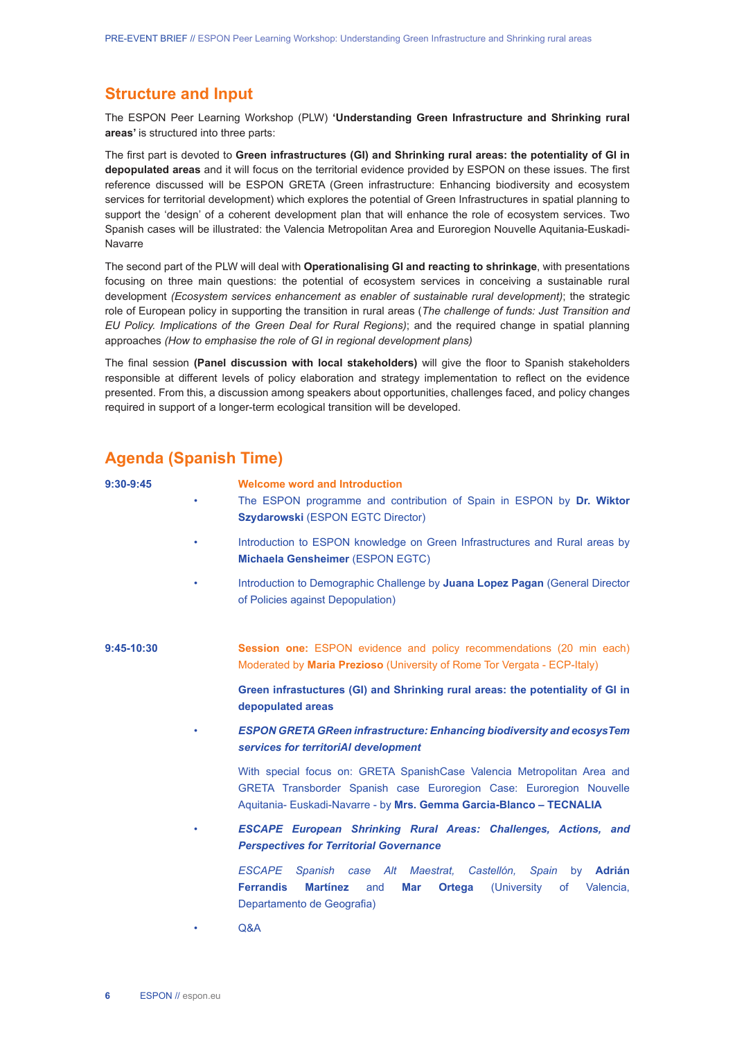## Structure and Input

The ESPON Peer Learning Workshop (PLW) **'Understanding Green Infrastructure and Shrinking rural areas'** is structured into three parts:

The first part is devoted to **Green infrastructures (GI) and Shrinking rural areas: the potentiality of GI in depopulated areas** and it will focus on the territorial evidence provided by ESPON on these issues. The first reference discussed will be ESPON GRETA (Green infrastructure: Enhancing biodiversity and ecosystem services for territorial development) which explores the potential of Green Infrastructures in spatial planning to support the 'design' of a coherent development plan that will enhance the role of ecosystem services. Two Spanish cases will be illustrated: the Valencia Metropolitan Area and Euroregion Nouvelle Aquitania-Euskadi-Navarre

The second part of the PLW will deal with **Operationalising GI and reacting to shrinkage**, with presentations focusing on three main questions: the potential of ecosystem services in conceiving a sustainable rural development *(Ecosystem services enhancement as enabler of sustainable rural development)*; the strategic role of European policy in supporting the transition in rural areas (*The challenge of funds: Just Transition and EU Policy. Implications of the Green Deal for Rural Regions)*; and the required change in spatial planning approaches *(How to emphasise the role of GI in regional development plans)*

The final session **(Panel discussion with local stakeholders)** will give the floor to Spanish stakeholders responsible at different levels of policy elaboration and strategy implementation to reflect on the evidence presented. From this, a discussion among speakers about opportunities, challenges faced, and policy changes required in support of a longer-term ecological transition will be developed.

## Agenda (Spanish Time)

**9:30-9:45**

**Welcome word and Introduction**

- The ESPON programme and contribution of Spain in ESPON by **Dr. Wiktor Szydarowski** (ESPON EGTC Director)
- Introduction to ESPON knowledge on Green Infrastructures and Rural areas by **Michaela Gensheimer** (ESPON EGTC)
- Introduction to Demographic Challenge by **Juana Lopez Pagan** (General Director of Policies against Depopulation)

**9:45-10:30**

**Session one:** ESPON evidence and policy recommendations (20 min each) Moderated by **Maria Prezioso** (University of Rome Tor Vergata - ECP-Italy)

**Green infrastructures (GI) and Shrinking rural areas: the potentiality of GI in depopulated areas**

- ***ESPON GRETA GReen infrastructure: Enhancing biodiversity and ecosysTem services for territoriAl development***

  With special focus on: GRETA SpanishCase Valencia Metropolitan Area and GRETA Transborder Spanish case Euroregion Case: Euroregion Nouvelle Aquitania- Euskadi-Navarre - by **Mrs. Gemma Garcia-Blanco – TECNALIA**

- ***ESCAPE European Shrinking Rural Areas: Challenges, Actions, and Perspectives for Territorial Governance***

  *ESCAPE Spanish case Alt Maestrat, Castellón, Spain* by **Adrián Ferrandis Martínez** and **Mar Ortega** (University of Valencia, Departamento de Geografia)

- Q&A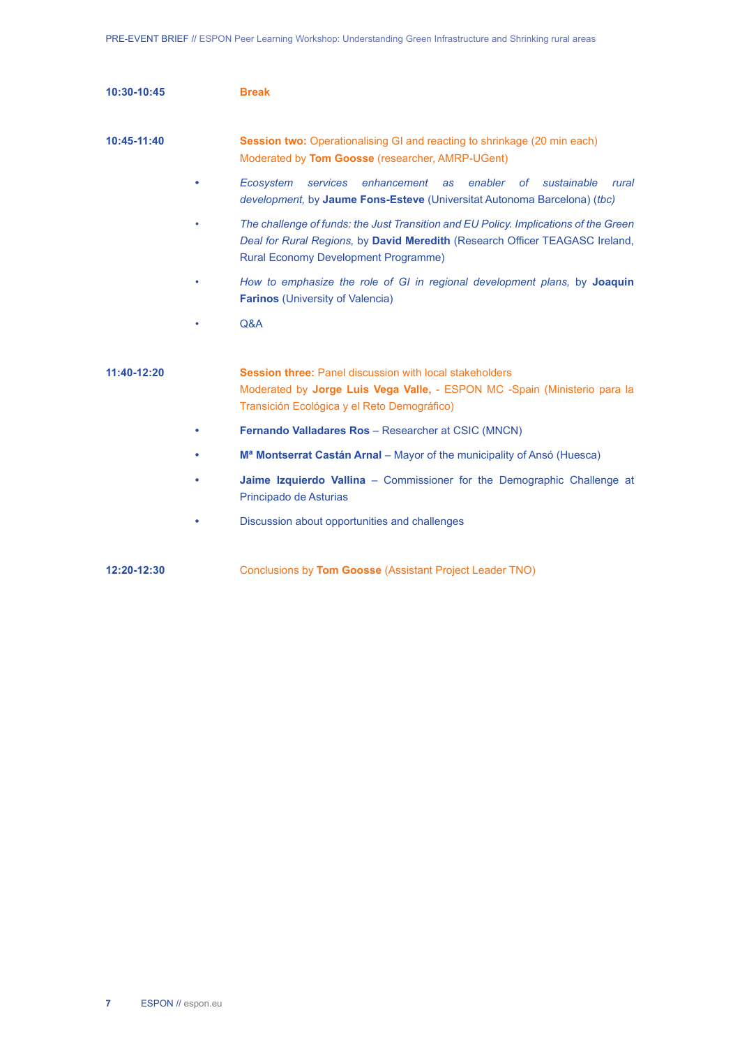**10:30-10:45** **Break**

**10:45-11:40** **Session two:** Operationalising GI and reacting to shrinkage (20 min each)
Moderated by **Tom Goosse** (researcher, AMRP-UGent)

- *Ecosystem services enhancement as enabler of sustainable rural development,* by **Jaume Fons-Esteve** (Universitat Autonoma Barcelona) (*tbc*)
- *The challenge of funds: the Just Transition and EU Policy. Implications of the Green Deal for Rural Regions,* by **David Meredith** (Research Officer TEAGASC Ireland, Rural Economy Development Programme)
- *How to emphasize the role of GI in regional development plans,* by **Joaquin Farinos** (University of Valencia)
- Q&A

**11:40-12:20** **Session three:** Panel discussion with local stakeholders
Moderated by **Jorge Luis Vega Valle,** - ESPON MC -Spain (Ministerio para la Transición Ecológica y el Reto Demográfico)

- **Fernando Valladares Ros** – Researcher at CSIC (MNCN)
- **Mª Montserrat Castán Arnal** – Mayor of the municipality of Ansó (Huesca)
- **Jaime Izquierdo Vallina** – Commissioner for the Demographic Challenge at Principado de Asturias
- Discussion about opportunities and challenges

**12:20-12:30** Conclusions by **Tom Goosse** (Assistant Project Leader TNO)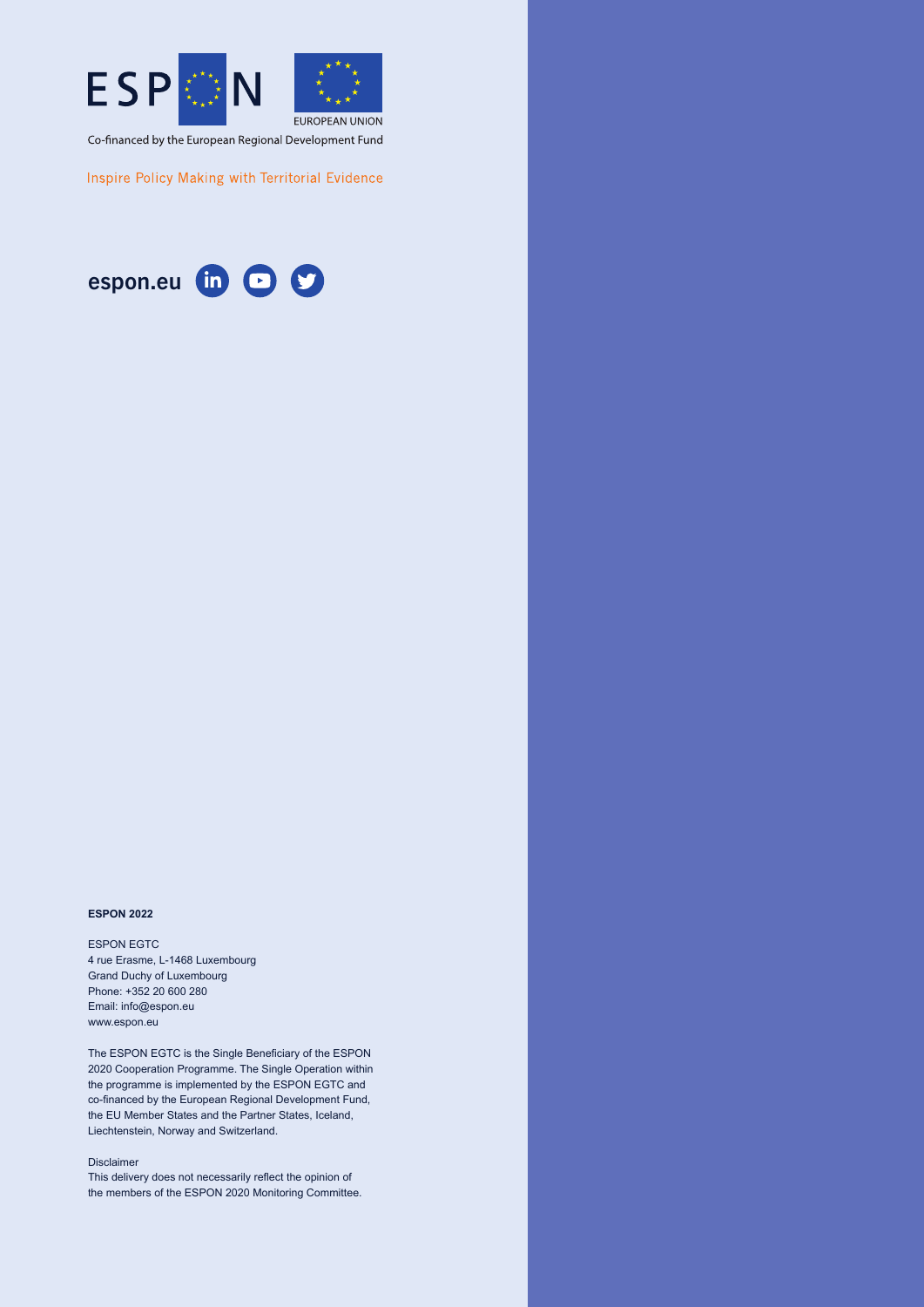ESPON

EUROPEAN UNION

Co-financed by the European Regional Development Fund

Inspire Policy Making with Territorial Evidence

espon.eu

**ESPON 2022**

ESPON EGTC
4 rue Erasme, L-1468 Luxembourg
Grand Duchy of Luxembourg
Phone: +352 20 600 280
Email: info@espon.eu
www.espon.eu

The ESPON EGTC is the Single Beneficiary of the ESPON 2020 Cooperation Programme. The Single Operation within the programme is implemented by the ESPON EGTC and co-financed by the European Regional Development Fund, the EU Member States and the Partner States, Iceland, Liechtenstein, Norway and Switzerland.

Disclaimer
This delivery does not necessarily reflect the opinion of the members of the ESPON 2020 Monitoring Committee.